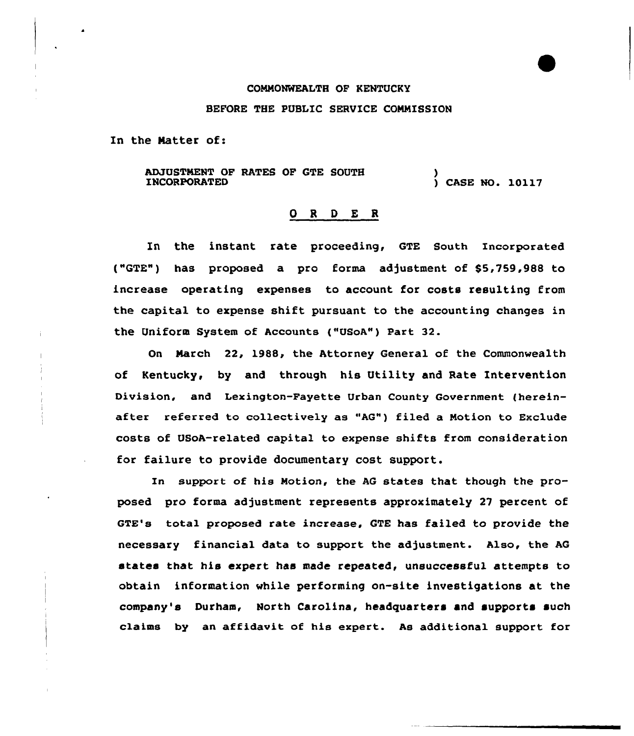COMMONWEALTH OF KENTUCKY

BEFORE THE PUBLIC SERVICE COMMISSION

In the Matter of:

ADJUSTMENT OF RATES OF GTE SOUTH INCORPORATED ) CASE NO. 10117

## O R D E R

In the instant rate proceeding, GTE South Incorporated ("GTE") has proposed a pro forma adjustment of $5,759,988 to increase operating expenses to account for costs resulting from the capital to expense shift pursuant to the accounting changes in the Uniform System of Accounts ("USoA") Part 32.

On March 22, 1988, the Attorney General of the Commonwealth of Kentucky, by and through his Utility and Rate Intervention Division, and Lexington-Fayette Urban County Government (hereinafter referred to collectively as "AG") filed a Motion to Exclude costs of USoA-related capital to expense shifts from consideration for failure to provide documentary cost support.

In support of his Motion, the AG states that though the proposed pro forma adjustment represents approximately 27 percent of GTE's total proposed rate increase, GTE has failed to provide the necessary financial data to support the adjustment. Also, the AG states that his expert has made repeated, unsuccessful attempts to obtain information while performing on-site investigations at the company's Durham, North Carolina, headquarters and supports such claims by an affidavit of his expert. As additional support for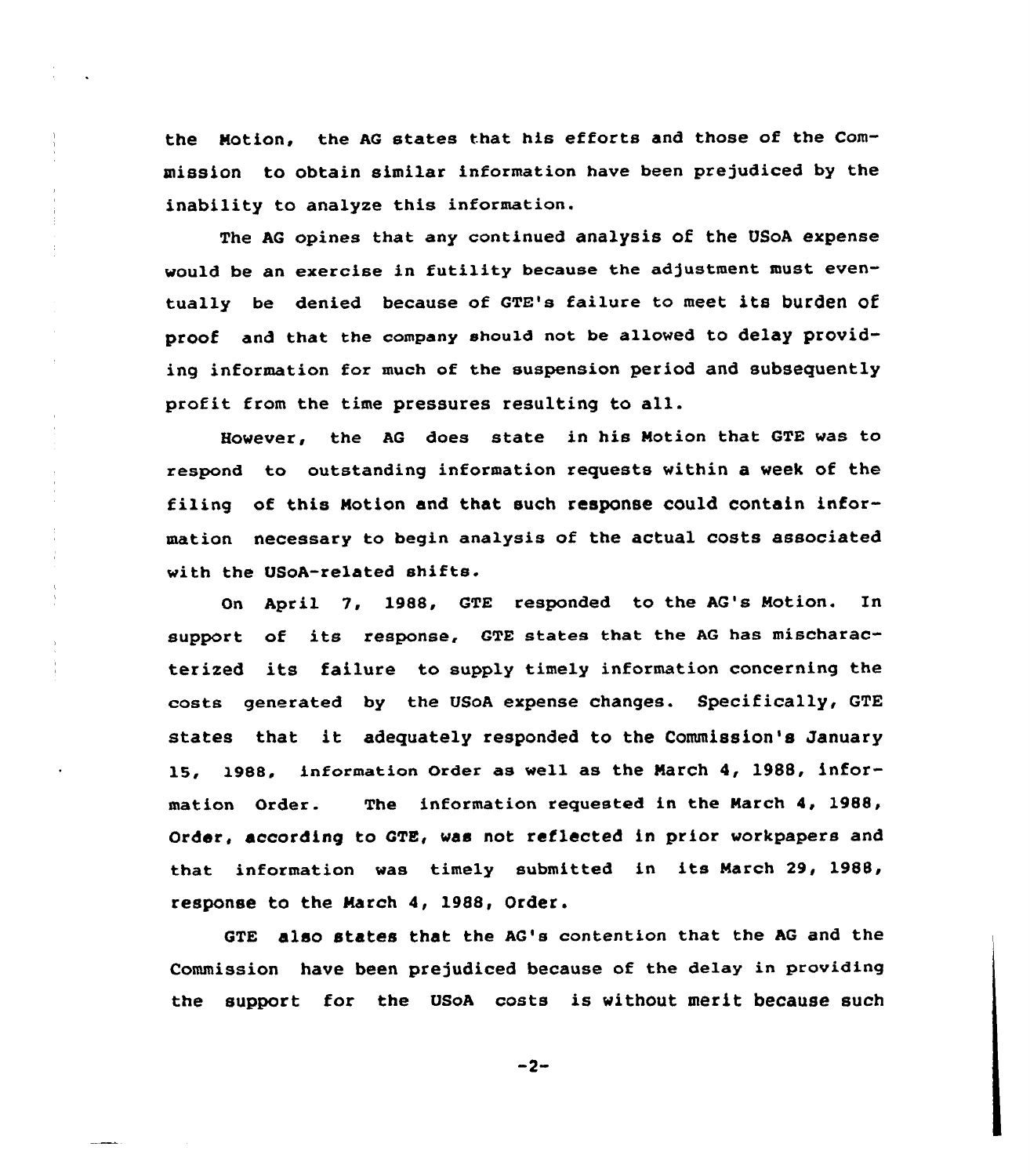the Motion, the AG states that his efforts and those of the Commission to obtain similar information have been prejudiced by the inability to analyze this information.

The AG opines that any continued analysis of the USoA expense would be an exercise in futility because the adjustment must eventually be denied because of GTE's failure to meet its burden of proof and that the company should not be allowed to delay providing information for much of the suspension period and subsequently profit from the time pressures resulting to all.

However, the AG does state in his Motion that GTE was to respond to outstanding information requests within a week of the filing of this Motion and that such response could contain information necessary to begin analysis of the actual costs associated with the USoA-related shifts.

On April 7, 1988, GTE responded to the AG's Motion. In support of its response, GTE states that the AG has mischaracterized its failure to supply timely information concerning the costs generated by the USoA expense changes. Specifically, GTE states that it adequately responded to the Commission's January 15, 1988, information Order as well as the March 4, 1988, information Order. The information requested in the March 4, 1988, Order, according to GTE, was not reflected in prior workpapers and that information was timely submitted in its March 29, 1988, response to the March 4, 1988, Order.

GTE also states that the AG's contention that the AG and the Commission have been prejudiced because of the delay in providing the support for the USoA costs is without merit because such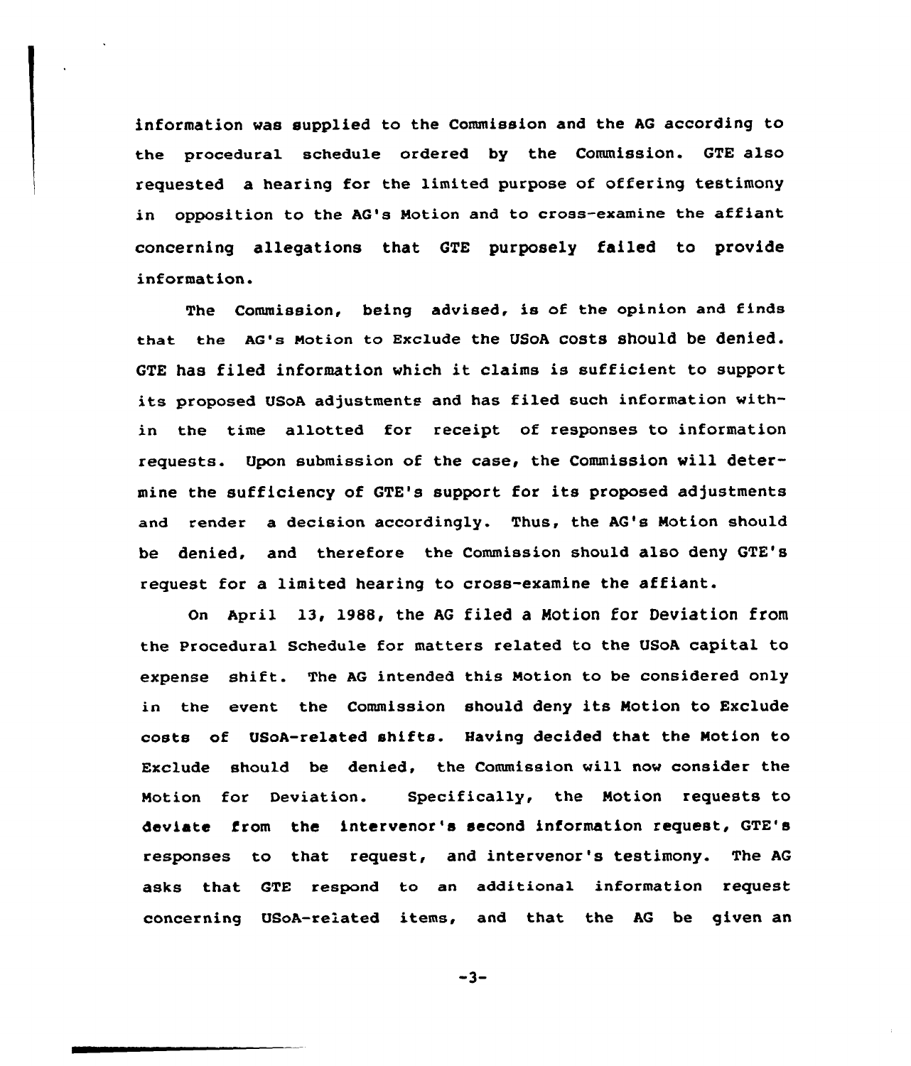information was supplied to the Commission and the AG according to the procedural schedule ordered by the Commission. GTE also requested a hearing for the limited purpose of offering testimony in opposition to the AG's Motion and to cross-examine the affiant concerning allegations that GTE purposely failed to provide information.

The Commission, being advised, is of the opinion and finds that the AG's Motion to Exclude the USoA costs should be denied. GTE has filed information which it claims is sufficient to support its proposed USoA adjustments and has filed such information within the time allotted for receipt of responses to information requests. Upon submission of the case, the Commission will determine the sufficiency of GTE's support for its proposed adjustments and render a decision accordingly. Thus, the AG's Motion should be denied, and therefore the Commission should also deny GTE's request for a limited hearing to cross-examine the affiant.

On April 13, 1988, the AG filed a Motion for Deviation from the Procedural Schedule for matters related to the USoA capital to expense shift. The AG intended this Motion to be considered only in the event the Commission should deny its Motion to Exclude costs of USoA-related shifts. Having decided that the Motion to Exclude should be denied, the Commission will now consider the Motion for Deviation. Specifically, the Motion requests to deviate from the intervenor's second information request, GTE's responses to that request, and intervenor's testimony. The AG asks that GTE respond to an additional information request concerning USoA-related items, and that the AG be given an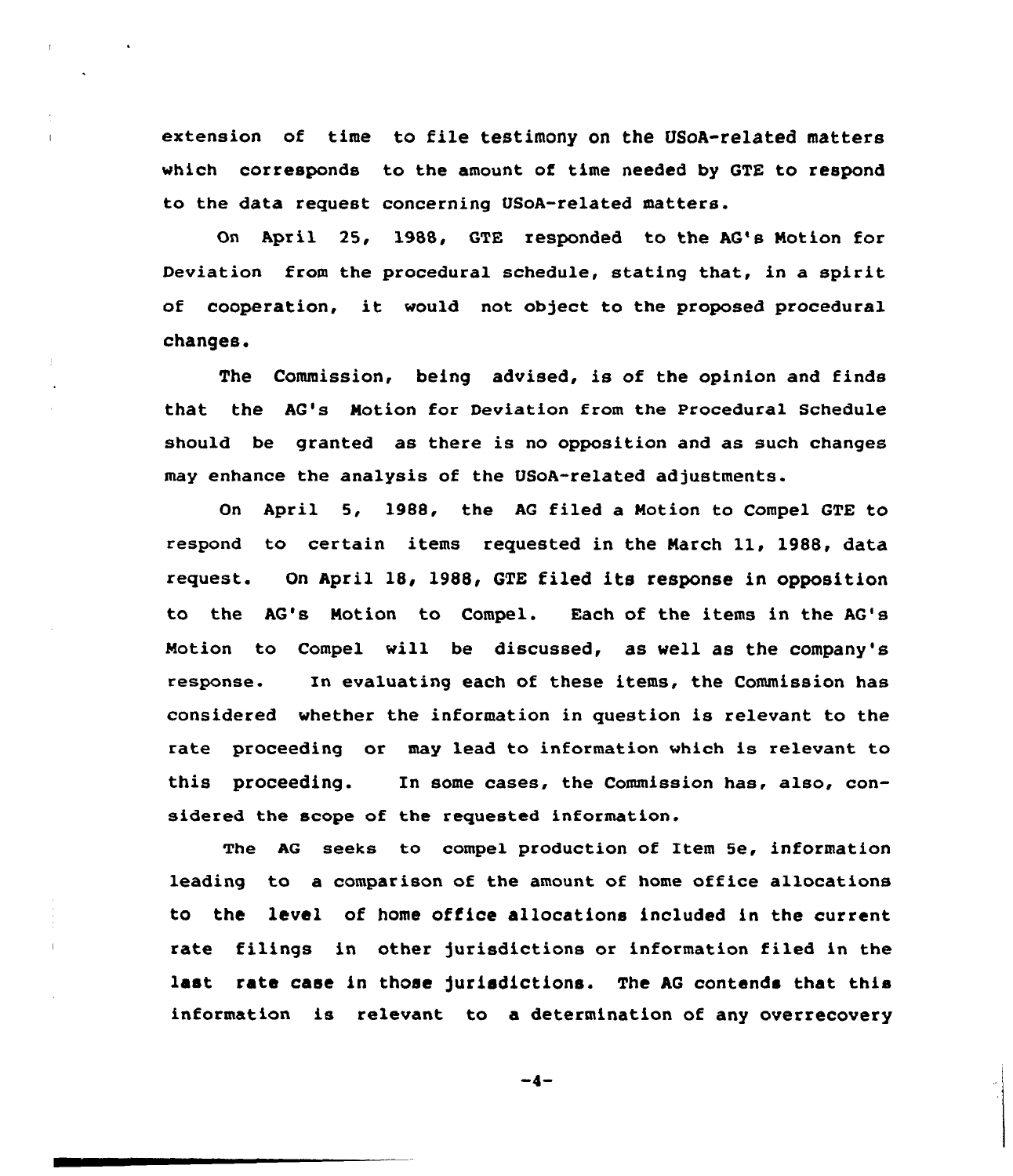extension of time to file testimony on the USoA-related matters which corresponds to the amount of time needed by GTE to respond to the data request concerning USoA-related matters.

On April 25, 1988, GTE responded to the AG's Motion for Deviation from the procedural schedule, stating that, in a spirit of cooperation, it would not object to the proposed procedural changes.

The Commission, being advised, is of the opinion and finds that the AG's Motion for Deviation from the Procedural Schedule should be granted as there is no opposition and as such changes may enhance the analysis of the USoA-related adjustments.

On April 5, 1988, the AG filed a Motion to Compel GTE to respond to certain items requested in the March 11, 1988, data request. On April 18, 1988, GTE filed its response in opposition to the AG's Motion to Compel. Each of the items in the AG's Motion to Compel will be discussed, as well as the company's response. In evaluating each of these items, the Commission has considered whether the information in question is relevant to the rate proceeding or may lead to information which is relevant to this proceeding. In some cases, the Commission has, also, considered the scope of the requested information.

The AG seeks to compel production of Item 5e, information leading to a comparison of the amount of home office allocations to the level of home office allocations included in the current rate filings in other jurisdictions or information filed in the last rate case in those jurisdictions. The AG contends that this information is relevant to a determination of any overrecovery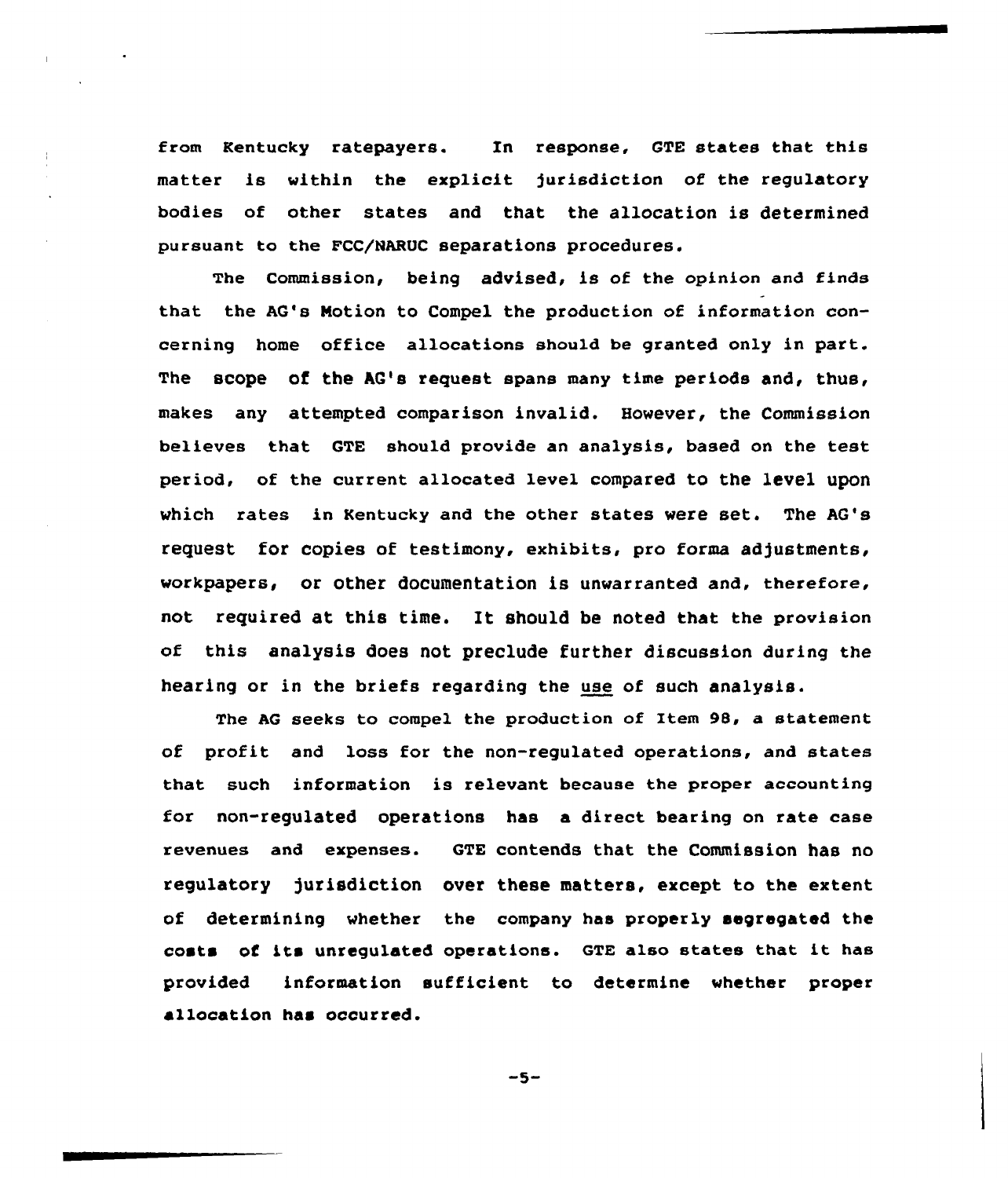from Kentucky ratepayers. In response, GTE states that this matter is within the explicit jurisdiction of the regulatory bodies of other states and that the allocation is determined pursuant to the FCC/NARUC separations procedures.

The Commission, being advised, is of the opinion and finds that the AG's Motion to Compel the production of information concerning home office allocations should be granted only in part. The scope of the AG's request spans many time periods and, thus, makes any attempted comparison invalid. However, the Commission believes that GTE should provide an analysis, based on the test period, of the current allocated level compared to the level upon which rates in Kentucky and the other states were set. The AG's request for copies of testimony, exhibits, pro forma adjustments, workpapers, or other documentation is unwarranted and, therefore, not required at this time. It should be noted that the provision of this analysis does not preclude further discussion during the hearing or in the briefs regarding the use of such analysis.

The AG seeks to compel the production of Item 98, a statement of profit and loss for the non-regulated operations, and states that such information is relevant because the proper accounting for non-regulated operations has a direct bearing on rate case revenues and expenses. GTE contends that the Commission has no regulatory jurisdiction over these matters, except to the extent of determining whether the company has properly segregated the costs of its unregulated operations. GTE also states that it has provided information sufficient to determine whether proper allocation has occurred.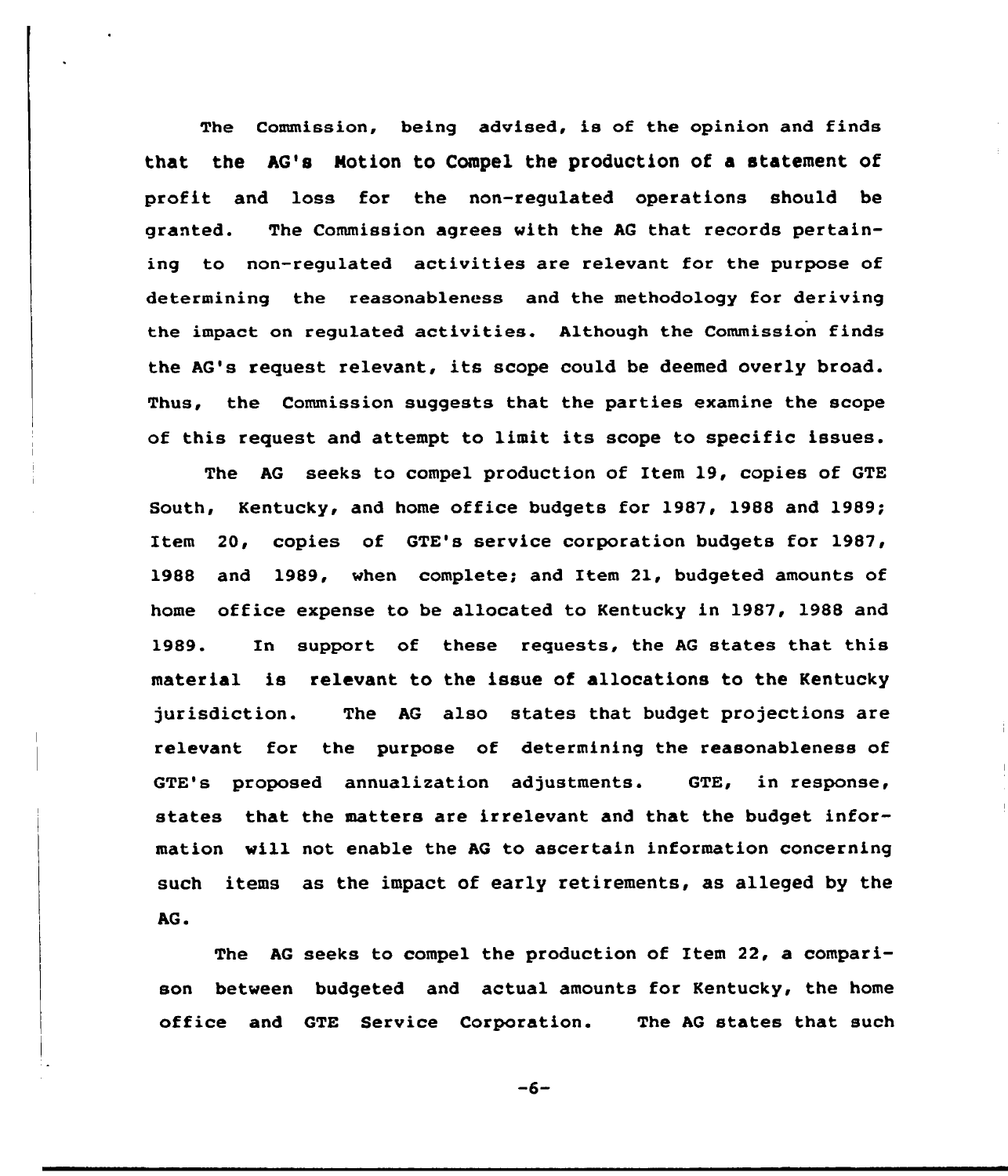The Commission, being advised, is of the opinion and finds that the AG's Motion to Compel the production of a statement of profit and loss for the non-regulated operations should be granted. The Commission agrees with the AG that records pertaining to non-regulated activities are relevant for the purpose of determining the reasonableness and the methodology for deriving the impact on regulated activities. Although the Commission finds the AG's request relevant, its scope could be deemed overly broad. Thus, the Commission suggests that the parties examine the scope of this request and attempt to limit its scope to specific issues.

The AG seeks to compel production of Item 19, copies of GTE South, Kentucky, and home office budgets for 1987, 1988 and 1989; Item 20, copies of GTE's service corporation budgets for 1987, 1988 and 1989, when complete; and Item 21, budgeted amounts of home office expense to be allocated to Kentucky in 1987, 1988 and 1989. In support of these requests, the AG states that this material is relevant to the issue of allocations to the Kentucky jurisdiction. The AG also states that budget projections are relevant for the purpose of determining the reasonableness of GTE's proposed annualization adjustments. GTE, in response, states that the matters are irrelevant and that the budget information will not enable the AG to ascertain information concerning such items as the impact of early retirements, as alleged by the AG.

The AG seeks to compel the production of Item 22, a comparison between budgeted and actual amounts for Kentucky, the home office and GTE Service Corporation. The AG states that such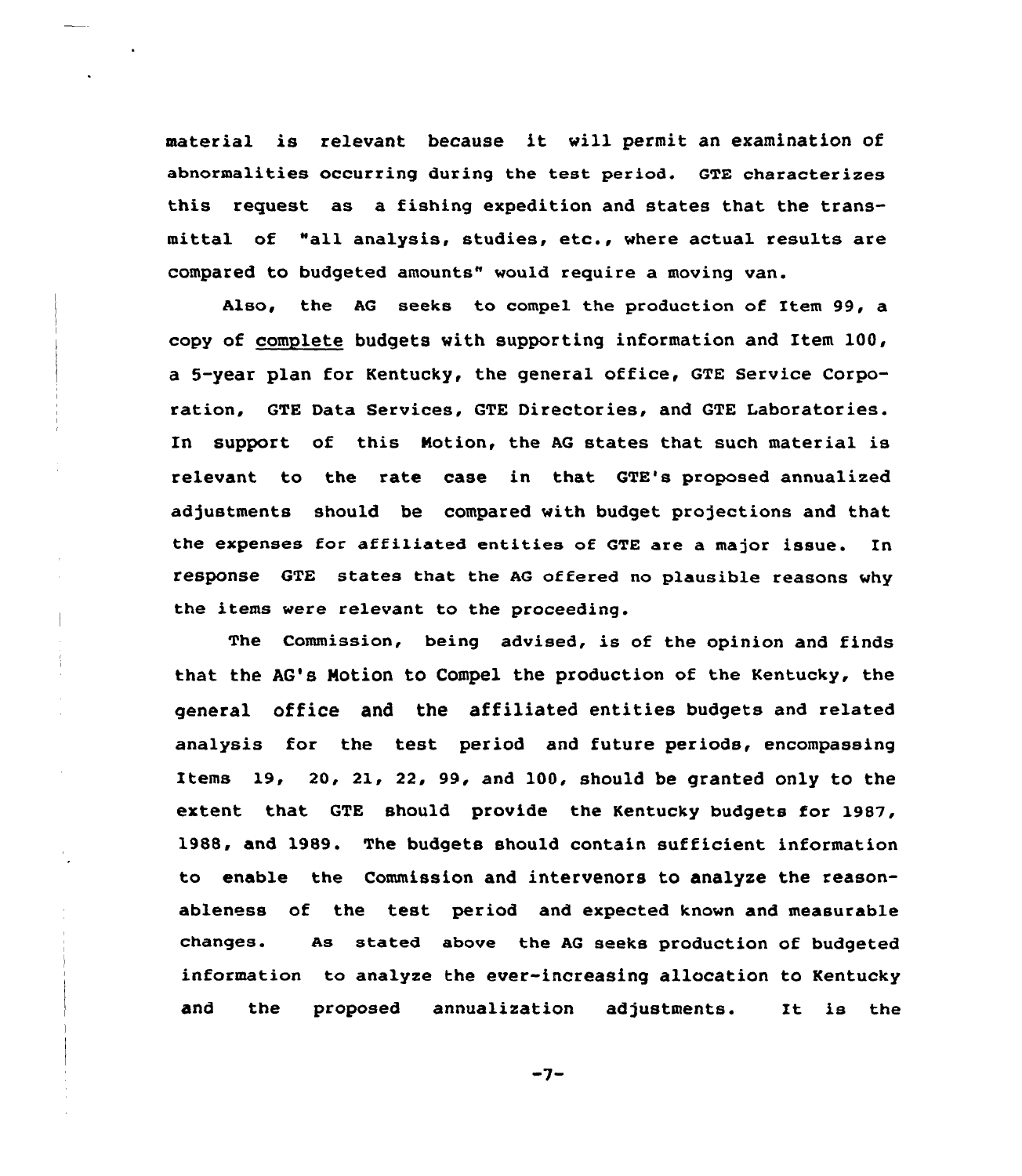material is relevant because it will permit an examination of abnormalities occurring during the test period. GTE characterizes this request as a fishing expedition and states that the transmittal of "all analysis, studies, etc., where actual results are compared to budgeted amounts" would require a moving van.

Also, the AG seeks to compel the production of Item 99, a copy of complete budgets with supporting information and Item 100, a 5-year plan for Kentucky, the general office, GTE Service Corporation, GTE Data Services, GTE Directories, and GTE Laboratories. In support of this Motion, the AG states that such material is relevant to the rate case in that GTE's proposed annualized adjustments should be compared with budget projections and that the expenses for affiliated entities of GTE are a major issue. In response GTE states that the AG offered no plausible reasons why the items were relevant to the proceeding.

The Commission, being advised, is of the opinion and finds that the AG's Motion to Compel the production of the Kentucky, the general office and the affiliated entities budgets and related analysis for the test period and future periods, encompassing Items 19, 20, 21, 22, 99, and 100, should be granted only to the extent that GTE should provide the Kentucky budgets for 1987, 1988, and 1989. The budgets should contain sufficient information to enable the Commission and intervenors to analyze the reasonableness of the test period and expected known and measurable changes. As stated above the AG seeks production of budgeted information to analyze the ever-increasing allocation to Kentucky and the proposed annualization adjustments. It is the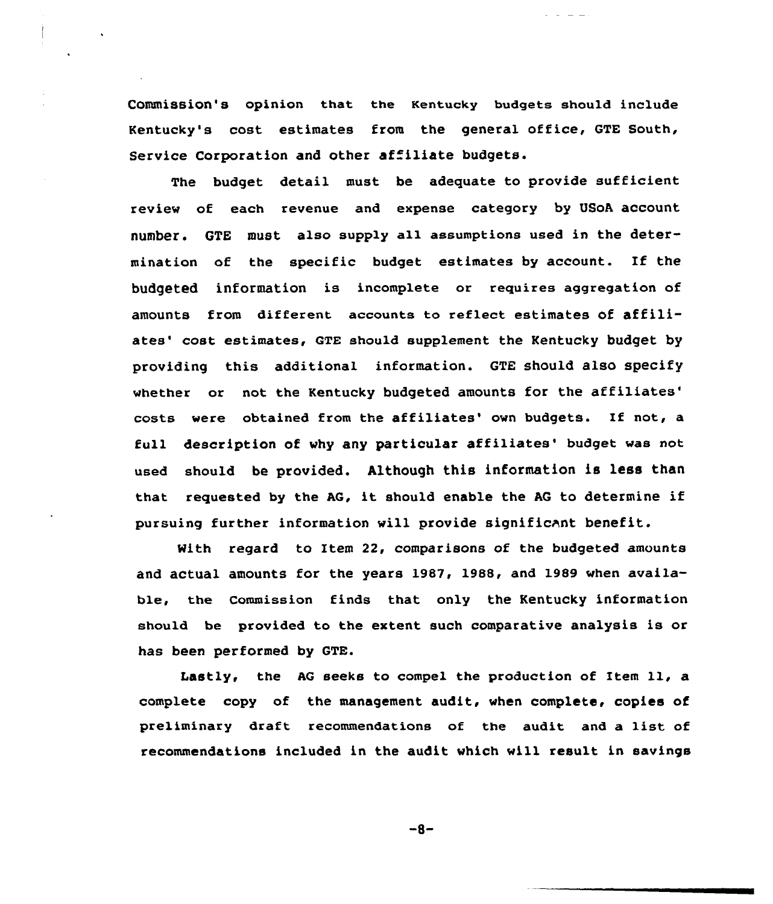Commission's opinion that the Kentucky budgets should include Kentucky's cost estimates from the general office, GTE South, Service Corporation and other affiliate budgets.

The budget detail must be adequate to provide sufficient review of each revenue and expense category by USoA account number. GTE must also supply all assumptions used in the determination of the specific budget estimates by account. If the budgeted information is incomplete or requires aggregation of amounts from different accounts to reflect estimates of affiliates' cost estimates, GTE should supplement the Kentucky budget by providing this additional information. GTE should also specify whether or not the Kentucky budgeted amounts for the affiliates' costs were obtained from the affiliates' own budgets. If not, a full description of why any particular affiliates' budget was not used should be provided. Although this information is less than that requested by the AG, it should enable the AG to determine if pursuing further information will provide significant benefit.

With regard to Item 22, comparisons of the budgeted amounts and actual amounts for the years 1987, 1988, and 1989 when available, the Commission finds that only the Kentucky information should be provided to the extent such comparative analysis is or has been performed by GTE.

Lastly, the AG seeks to compel the production of Item 11, a complete copy of the management audit, when complete, copies of preliminary draft recommendations of the audit and a list of recommendations included in the audit which will result in savings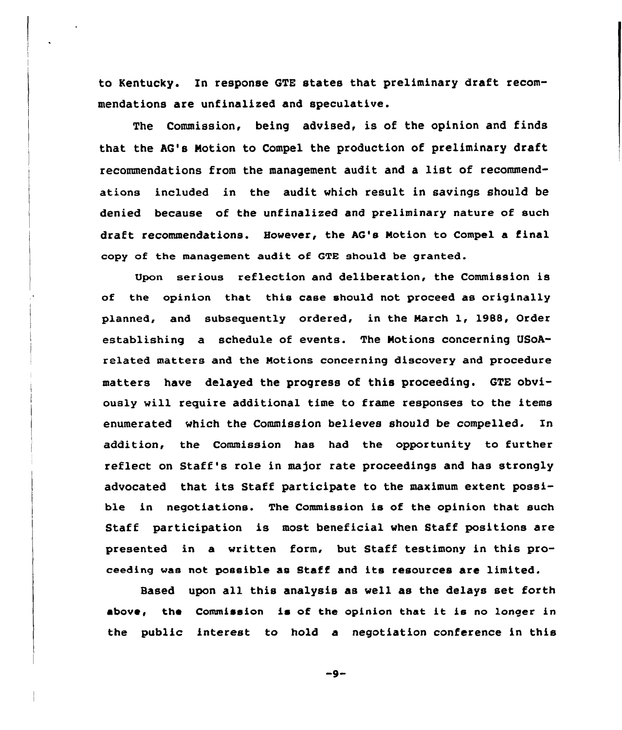to Kentucky. In response GTE states that preliminary draft recommendations are unfinalized and speculative.

The Commission, being advised, is of the opinion and finds that the AG's Motion to Compel the production of preliminary draft recommendations from the management audit and a list of recommendations included in the audit which result in savings should be denied because of the unfinalized and preliminary nature of such draft recommendations. However, the AG's Motion to Compel a final copy of the management audit of GTE should be granted.

Upon serious reflection and deliberation, the Commission is of the opinion that this case should not proceed as originally planned, and subsequently ordered, in the March 1, 1988, Order establishing a schedule of events. The Motions concerning USoA-related matters and the Motions concerning discovery and procedure matters have delayed the progress of this proceeding. GTE obviously will require additional time to frame responses to the items enumerated which the Commission believes should be compelled. In addition, the Commission has had the opportunity to further reflect on Staff's role in major rate proceedings and has strongly advocated that its Staff participate to the maximum extent possible in negotiations. The Commission is of the opinion that such Staff participation is most beneficial when Staff positions are presented in a written form, but Staff testimony in this proceeding was not possible as Staff and its resources are limited.

Based upon all this analysis as well as the delays set forth above, the Commission is of the opinion that it is no longer in the public interest to hold a negotiation conference in this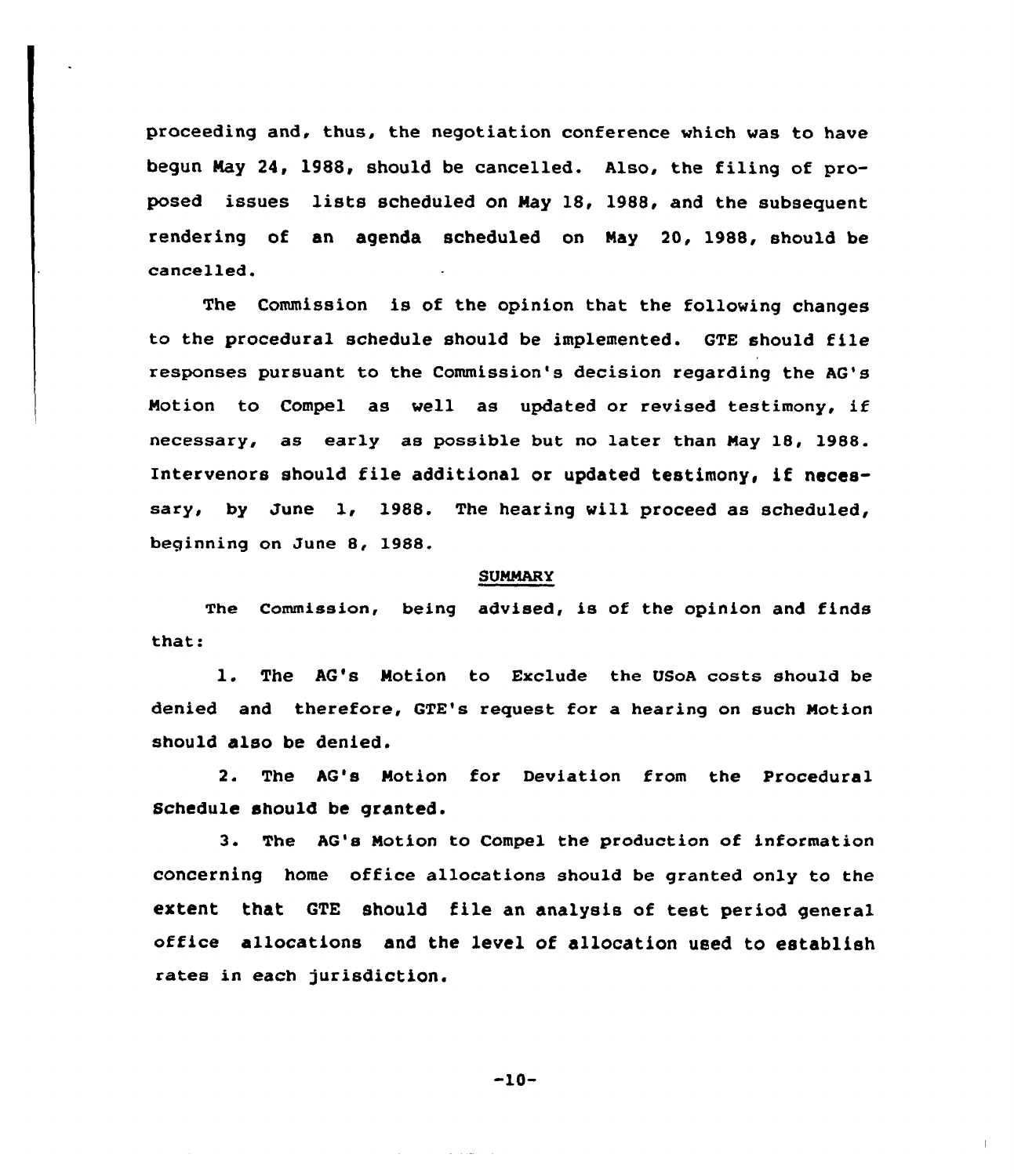proceeding and, thus, the negotiation conference which was to have begun May 24, 1988, should be cancelled. Also, the filing of proposed issues lists scheduled on May 18, 1988, and the subsequent rendering of an agenda scheduled on May 20, 1988, should be cancelled.

The Commission is of the opinion that the following changes to the procedural schedule should be implemented. GTE should file responses pursuant to the Commission's decision regarding the AG's Motion to Compel as well as updated or revised testimony, if necessary, as early as possible but no later than May 18, 1988. Intervenors should file additional or updated testimony, if necessary, by June 1, 1988. The hearing will proceed as scheduled, beginning on June 8, 1988.

## SUMMARY

The Commission, being advised, is of the opinion and finds that:

1. The AG's Motion to Exclude the USoA costs should be denied and therefore, GTE's request for a hearing on such Motion should also be denied.

2. The AG's Motion for Deviation from the Procedural Schedule should be granted.

3. The AG's Motion to Compel the production of information concerning home office allocations should be granted only to the extent that GTE should file an analysis of test period general office allocations and the level of allocation used to establish rates in each jurisdiction.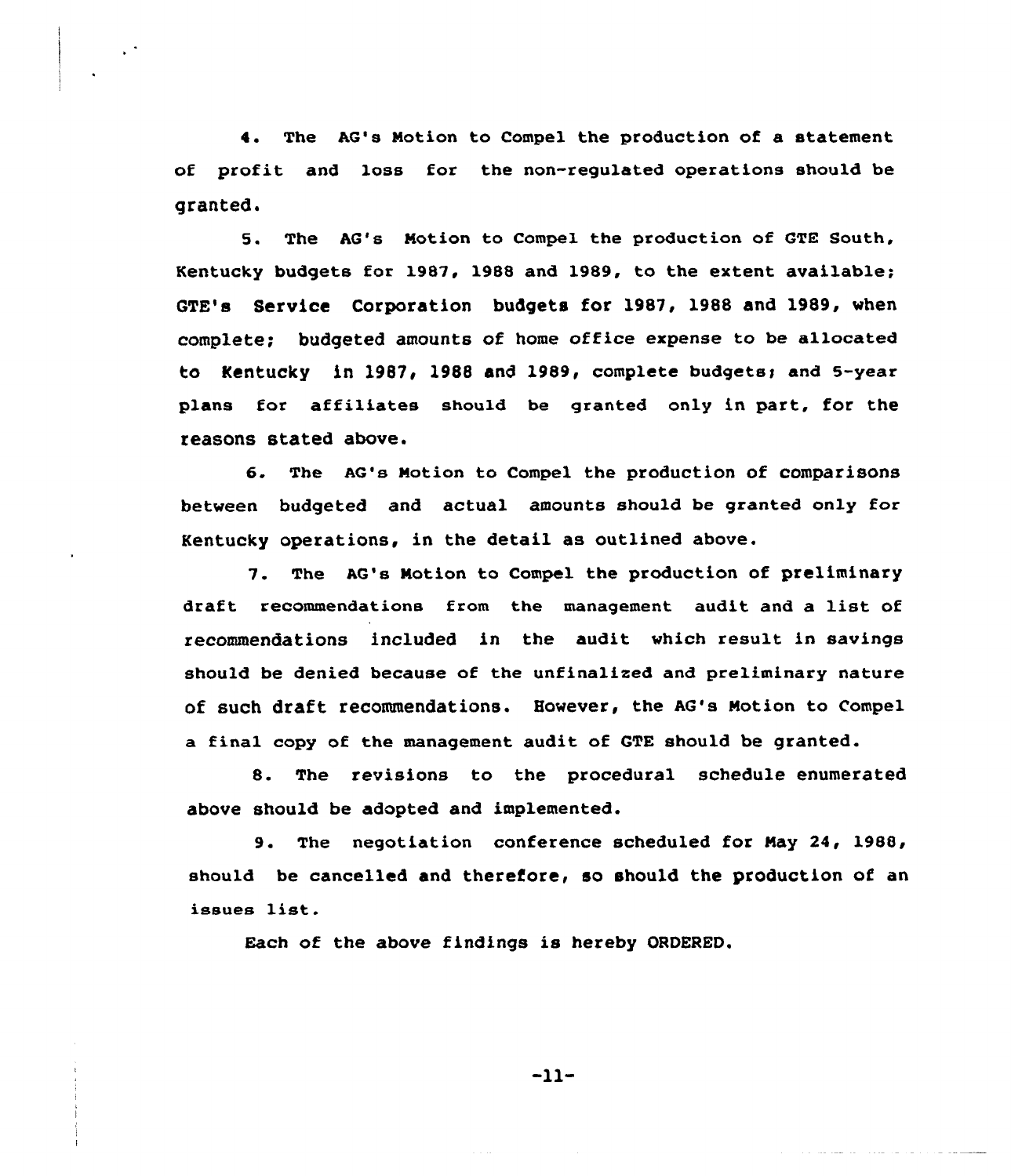4. The AG's Motion to Compel the production of a statement of profit and loss for the non-regulated operations should be granted.

5. The AG's Motion to Compel the production of GTE South, Kentucky budgets for 1987, 1988 and 1989, to the extent available; GTE's Service Corporation budgets for 1987, 1988 and 1989, when complete; budgeted amounts of home office expense to be allocated to Kentucky in 1987, 1988 and 1989, complete budgets; and 5-year plans for affiliates should be granted only in part, for the reasons stated above.

6. The AG's Motion to Compel the production of comparisons between budgeted and actual amounts should be granted only for Kentucky operations, in the detail as outlined above.

7. The AG's Motion to Compel the production of preliminary draft recommendations from the management audit and a list of recommendations included in the audit which result in savings should be denied because of the unfinalized and preliminary nature of such draft recommendations. However, the AG's Motion to Compel a final copy of the management audit of GTE should be granted.

8. The revisions to the procedural schedule enumerated above should be adopted and implemented.

9. The negotiation conference scheduled for May 24, 1988, should be cancelled and therefore, so should the production of an issues list.

Each of the above findings is hereby ORDERED.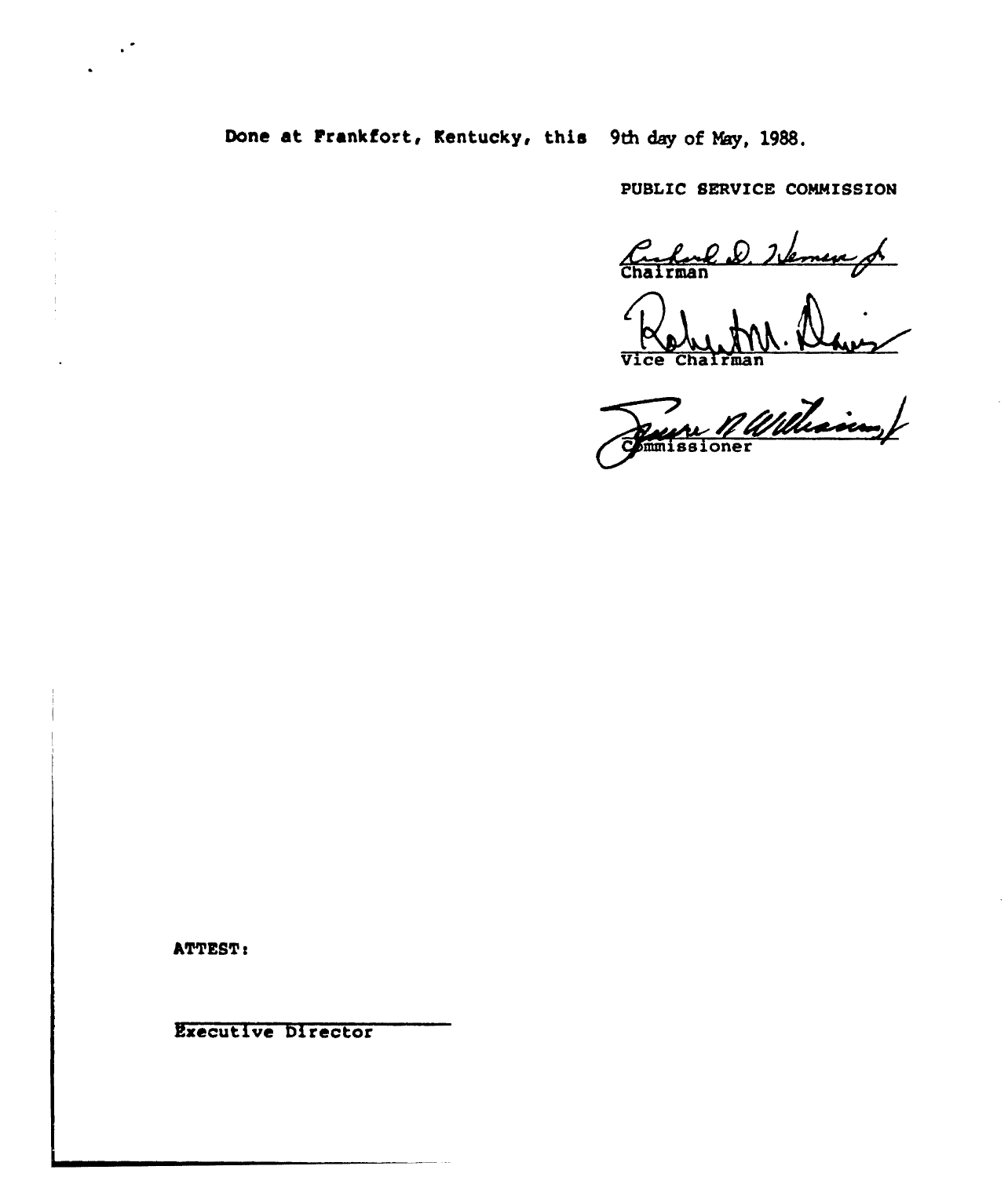Done at Frankfort, Kentucky, this 9th day of May, 1988.

PUBLIC SERVICE COMMISSION

Chairman

Vice Chairman

Commissioner

ATTEST:

Executive Director